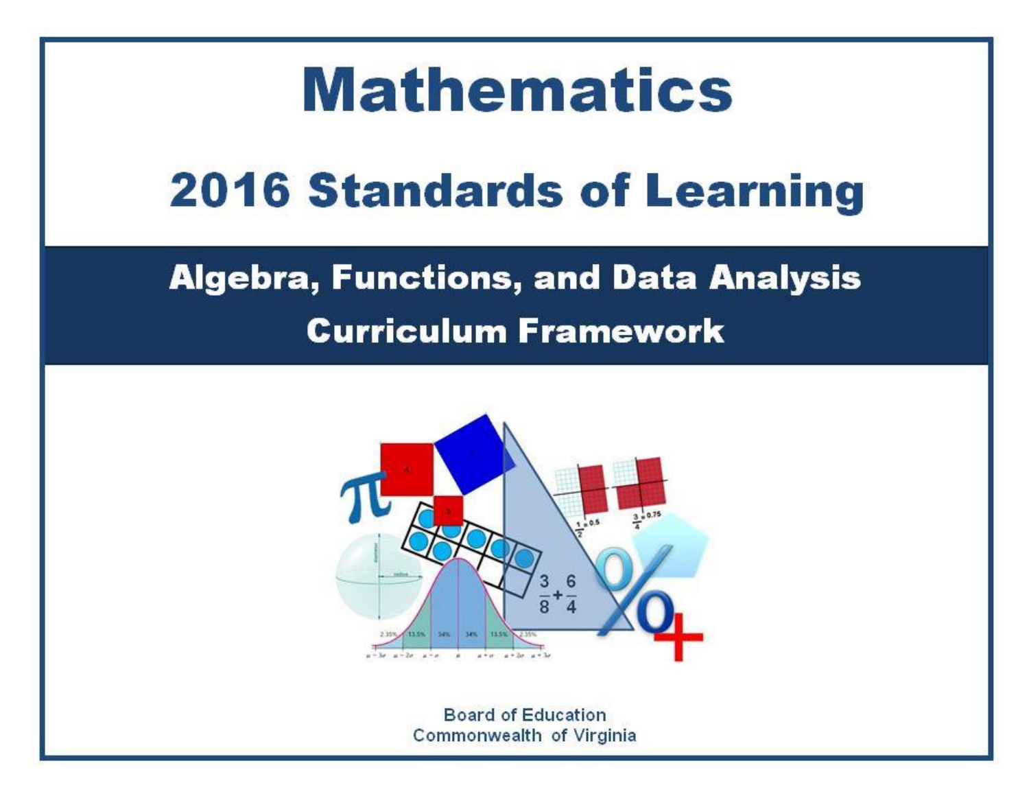# Mathematics

## 2016 Standards of Learning

## Algebra, Functions, and Data Analysis

## Curriculum Framework

Board of Education
Commonwealth of Virginia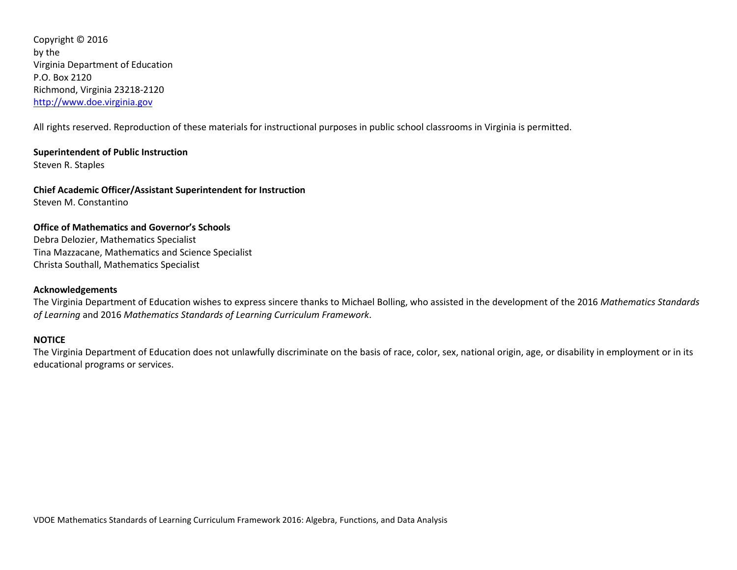Copyright © 2016
by the
Virginia Department of Education
P.O. Box 2120
Richmond, Virginia 23218-2120
http://www.doe.virginia.gov

All rights reserved. Reproduction of these materials for instructional purposes in public school classrooms in Virginia is permitted.

**Superintendent of Public Instruction**
Steven R. Staples

**Chief Academic Officer/Assistant Superintendent for Instruction**
Steven M. Constantino

**Office of Mathematics and Governor's Schools**
Debra Delozier, Mathematics Specialist
Tina Mazzacane, Mathematics and Science Specialist
Christa Southall, Mathematics Specialist

**Acknowledgements**
The Virginia Department of Education wishes to express sincere thanks to Michael Bolling, who assisted in the development of the 2016 *Mathematics Standards of Learning* and 2016 *Mathematics Standards of Learning Curriculum Framework*.

**NOTICE**
The Virginia Department of Education does not unlawfully discriminate on the basis of race, color, sex, national origin, age, or disability in employment or in its educational programs or services.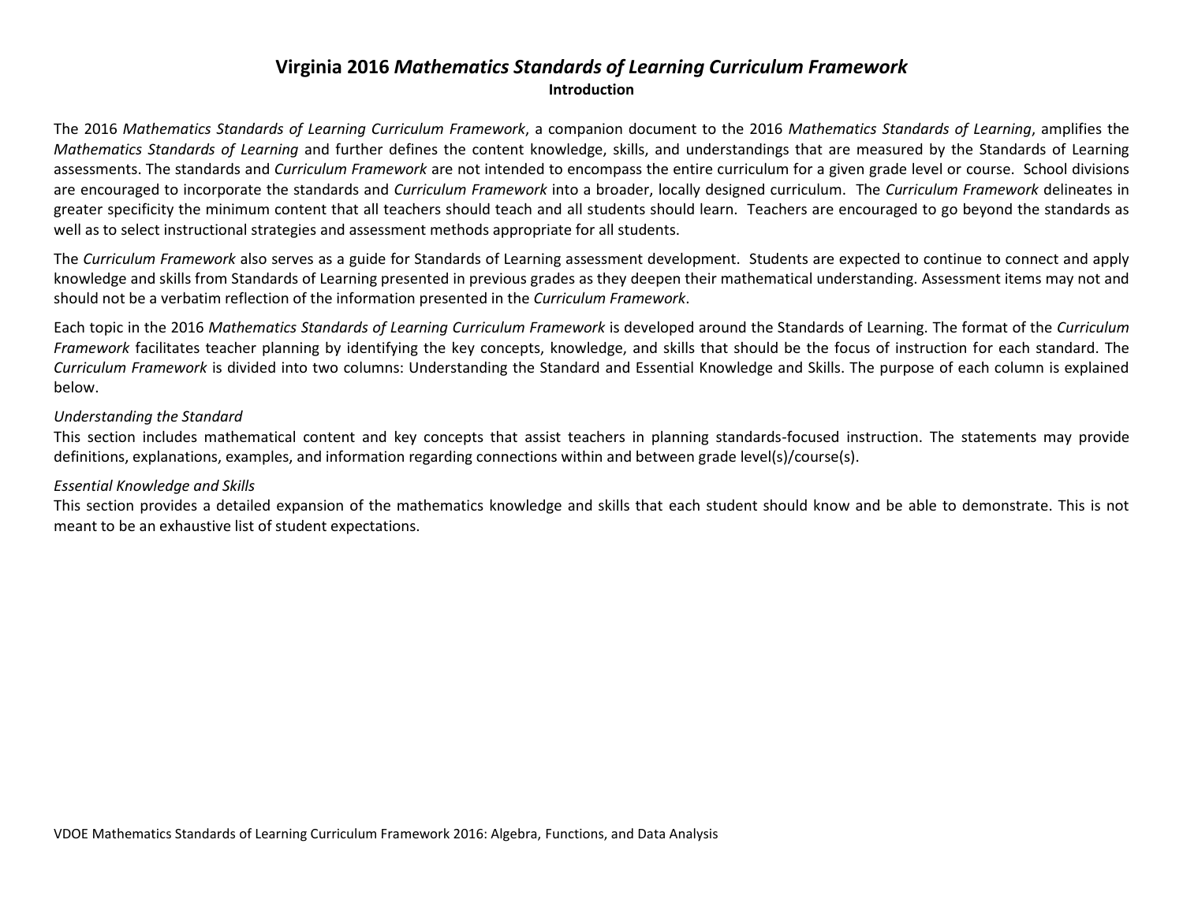# Virginia 2016 *Mathematics Standards of Learning Curriculum Framework*

## Introduction

The 2016 *Mathematics Standards of Learning Curriculum Framework*, a companion document to the 2016 *Mathematics Standards of Learning*, amplifies the *Mathematics Standards of Learning* and further defines the content knowledge, skills, and understandings that are measured by the Standards of Learning assessments. The standards and *Curriculum Framework* are not intended to encompass the entire curriculum for a given grade level or course. School divisions are encouraged to incorporate the standards and *Curriculum Framework* into a broader, locally designed curriculum. The *Curriculum Framework* delineates in greater specificity the minimum content that all teachers should teach and all students should learn. Teachers are encouraged to go beyond the standards as well as to select instructional strategies and assessment methods appropriate for all students.

The *Curriculum Framework* also serves as a guide for Standards of Learning assessment development. Students are expected to continue to connect and apply knowledge and skills from Standards of Learning presented in previous grades as they deepen their mathematical understanding. Assessment items may not and should not be a verbatim reflection of the information presented in the *Curriculum Framework*.

Each topic in the 2016 *Mathematics Standards of Learning Curriculum Framework* is developed around the Standards of Learning. The format of the *Curriculum Framework* facilitates teacher planning by identifying the key concepts, knowledge, and skills that should be the focus of instruction for each standard. The *Curriculum Framework* is divided into two columns: Understanding the Standard and Essential Knowledge and Skills. The purpose of each column is explained below.

*Understanding the Standard*

This section includes mathematical content and key concepts that assist teachers in planning standards-focused instruction. The statements may provide definitions, explanations, examples, and information regarding connections within and between grade level(s)/course(s).

*Essential Knowledge and Skills*

This section provides a detailed expansion of the mathematics knowledge and skills that each student should know and be able to demonstrate. This is not meant to be an exhaustive list of student expectations.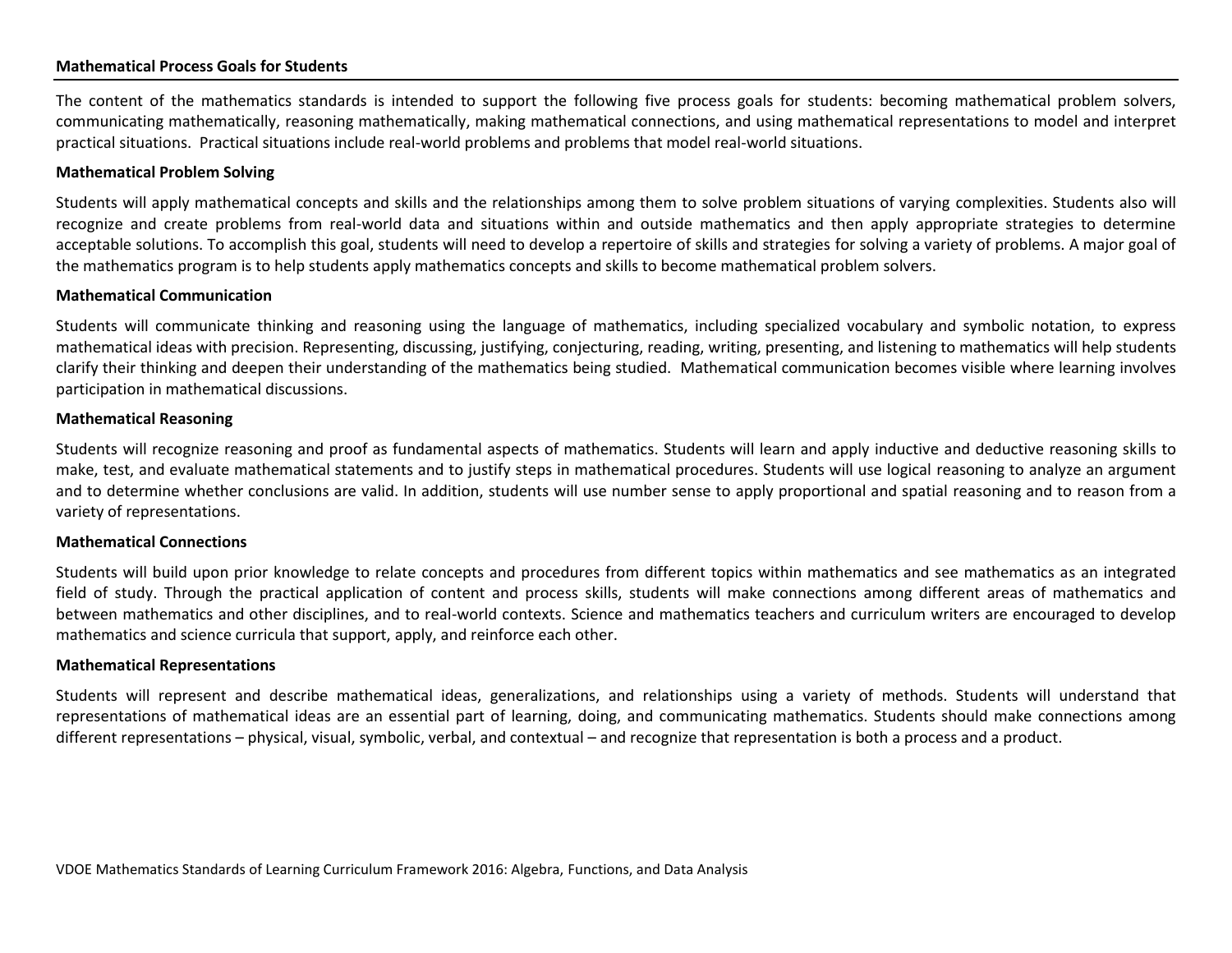## Mathematical Process Goals for Students

The content of the mathematics standards is intended to support the following five process goals for students: becoming mathematical problem solvers, communicating mathematically, reasoning mathematically, making mathematical connections, and using mathematical representations to model and interpret practical situations. Practical situations include real-world problems and problems that model real-world situations.

### Mathematical Problem Solving

Students will apply mathematical concepts and skills and the relationships among them to solve problem situations of varying complexities. Students also will recognize and create problems from real-world data and situations within and outside mathematics and then apply appropriate strategies to determine acceptable solutions. To accomplish this goal, students will need to develop a repertoire of skills and strategies for solving a variety of problems. A major goal of the mathematics program is to help students apply mathematics concepts and skills to become mathematical problem solvers.

### Mathematical Communication

Students will communicate thinking and reasoning using the language of mathematics, including specialized vocabulary and symbolic notation, to express mathematical ideas with precision. Representing, discussing, justifying, conjecturing, reading, writing, presenting, and listening to mathematics will help students clarify their thinking and deepen their understanding of the mathematics being studied. Mathematical communication becomes visible where learning involves participation in mathematical discussions.

### Mathematical Reasoning

Students will recognize reasoning and proof as fundamental aspects of mathematics. Students will learn and apply inductive and deductive reasoning skills to make, test, and evaluate mathematical statements and to justify steps in mathematical procedures. Students will use logical reasoning to analyze an argument and to determine whether conclusions are valid. In addition, students will use number sense to apply proportional and spatial reasoning and to reason from a variety of representations.

### Mathematical Connections

Students will build upon prior knowledge to relate concepts and procedures from different topics within mathematics and see mathematics as an integrated field of study. Through the practical application of content and process skills, students will make connections among different areas of mathematics and between mathematics and other disciplines, and to real-world contexts. Science and mathematics teachers and curriculum writers are encouraged to develop mathematics and science curricula that support, apply, and reinforce each other.

### Mathematical Representations

Students will represent and describe mathematical ideas, generalizations, and relationships using a variety of methods. Students will understand that representations of mathematical ideas are an essential part of learning, doing, and communicating mathematics. Students should make connections among different representations – physical, visual, symbolic, verbal, and contextual – and recognize that representation is both a process and a product.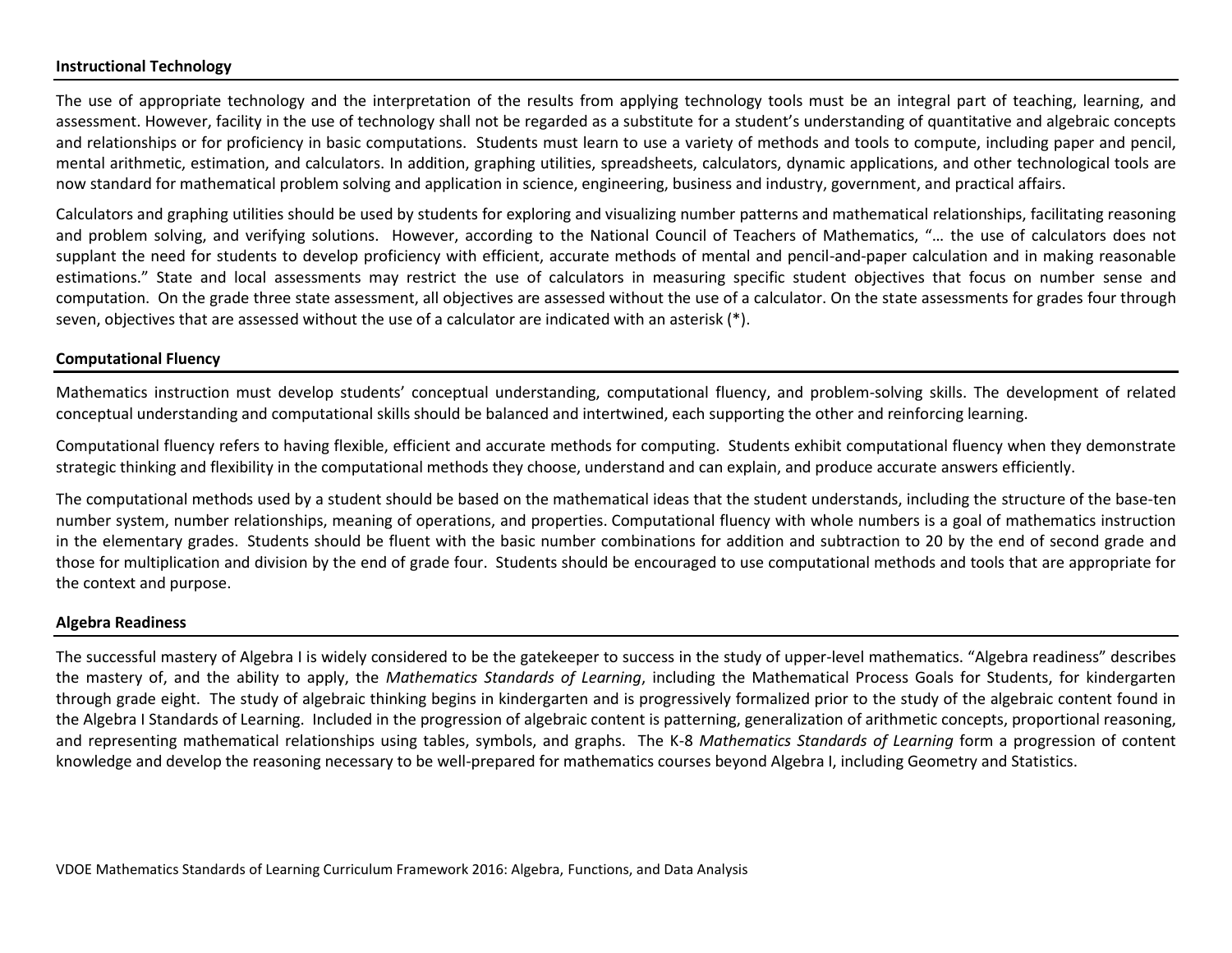**Instructional Technology**

The use of appropriate technology and the interpretation of the results from applying technology tools must be an integral part of teaching, learning, and assessment. However, facility in the use of technology shall not be regarded as a substitute for a student's understanding of quantitative and algebraic concepts and relationships or for proficiency in basic computations. Students must learn to use a variety of methods and tools to compute, including paper and pencil, mental arithmetic, estimation, and calculators. In addition, graphing utilities, spreadsheets, calculators, dynamic applications, and other technological tools are now standard for mathematical problem solving and application in science, engineering, business and industry, government, and practical affairs.

Calculators and graphing utilities should be used by students for exploring and visualizing number patterns and mathematical relationships, facilitating reasoning and problem solving, and verifying solutions. However, according to the National Council of Teachers of Mathematics, "… the use of calculators does not supplant the need for students to develop proficiency with efficient, accurate methods of mental and pencil-and-paper calculation and in making reasonable estimations." State and local assessments may restrict the use of calculators in measuring specific student objectives that focus on number sense and computation. On the grade three state assessment, all objectives are assessed without the use of a calculator. On the state assessments for grades four through seven, objectives that are assessed without the use of a calculator are indicated with an asterisk (*).

**Computational Fluency**

Mathematics instruction must develop students' conceptual understanding, computational fluency, and problem-solving skills. The development of related conceptual understanding and computational skills should be balanced and intertwined, each supporting the other and reinforcing learning.

Computational fluency refers to having flexible, efficient and accurate methods for computing. Students exhibit computational fluency when they demonstrate strategic thinking and flexibility in the computational methods they choose, understand and can explain, and produce accurate answers efficiently.

The computational methods used by a student should be based on the mathematical ideas that the student understands, including the structure of the base-ten number system, number relationships, meaning of operations, and properties. Computational fluency with whole numbers is a goal of mathematics instruction in the elementary grades. Students should be fluent with the basic number combinations for addition and subtraction to 20 by the end of second grade and those for multiplication and division by the end of grade four. Students should be encouraged to use computational methods and tools that are appropriate for the context and purpose.

**Algebra Readiness**

The successful mastery of Algebra I is widely considered to be the gatekeeper to success in the study of upper-level mathematics. "Algebra readiness" describes the mastery of, and the ability to apply, the *Mathematics Standards of Learning*, including the Mathematical Process Goals for Students, for kindergarten through grade eight. The study of algebraic thinking begins in kindergarten and is progressively formalized prior to the study of the algebraic content found in the Algebra I Standards of Learning. Included in the progression of algebraic content is patterning, generalization of arithmetic concepts, proportional reasoning, and representing mathematical relationships using tables, symbols, and graphs. The K-8 *Mathematics Standards of Learning* form a progression of content knowledge and develop the reasoning necessary to be well-prepared for mathematics courses beyond Algebra I, including Geometry and Statistics.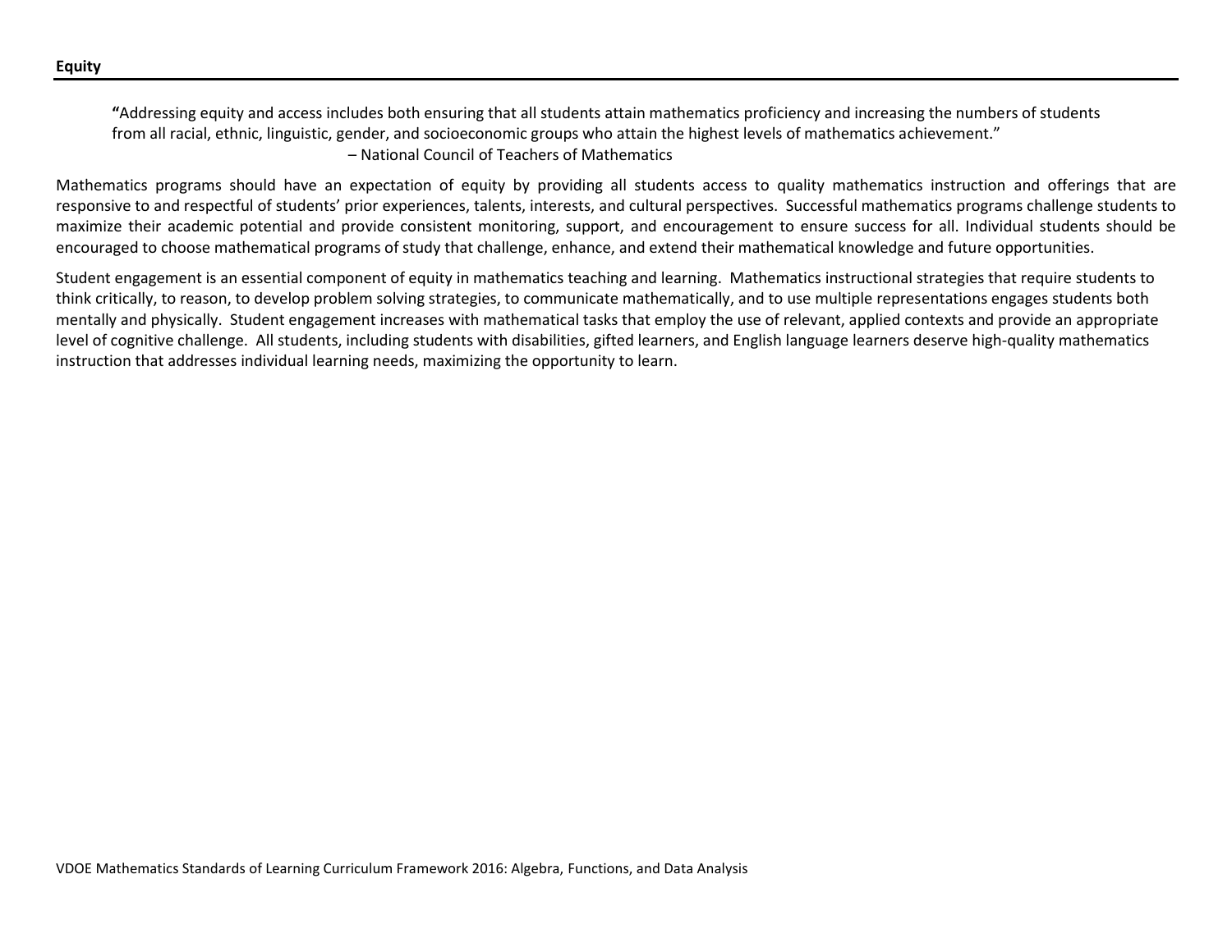## Equity

> "Addressing equity and access includes both ensuring that all students attain mathematics proficiency and increasing the numbers of students from all racial, ethnic, linguistic, gender, and socioeconomic groups who attain the highest levels of mathematics achievement."
>
> – National Council of Teachers of Mathematics

Mathematics programs should have an expectation of equity by providing all students access to quality mathematics instruction and offerings that are responsive to and respectful of students' prior experiences, talents, interests, and cultural perspectives. Successful mathematics programs challenge students to maximize their academic potential and provide consistent monitoring, support, and encouragement to ensure success for all. Individual students should be encouraged to choose mathematical programs of study that challenge, enhance, and extend their mathematical knowledge and future opportunities.

Student engagement is an essential component of equity in mathematics teaching and learning. Mathematics instructional strategies that require students to think critically, to reason, to develop problem solving strategies, to communicate mathematically, and to use multiple representations engages students both mentally and physically. Student engagement increases with mathematical tasks that employ the use of relevant, applied contexts and provide an appropriate level of cognitive challenge. All students, including students with disabilities, gifted learners, and English language learners deserve high-quality mathematics instruction that addresses individual learning needs, maximizing the opportunity to learn.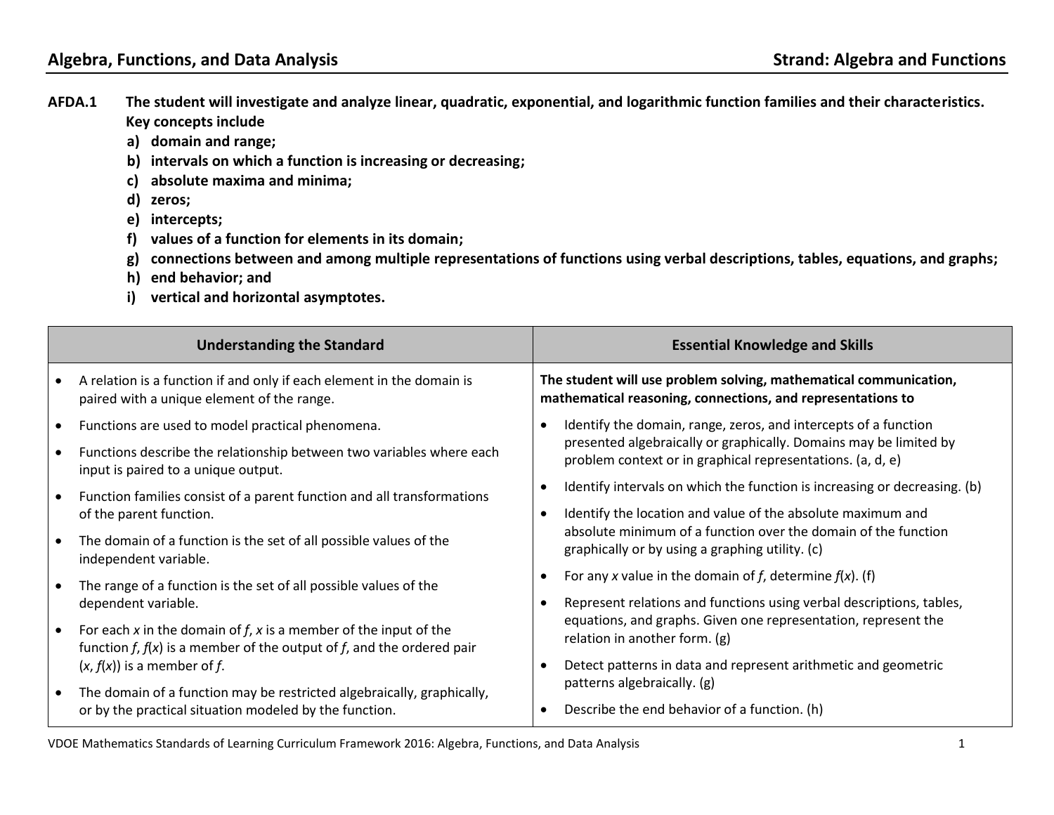**Algebra, Functions, and Data Analysis** — **Strand: Algebra and Functions**

**AFDA.1 The student will investigate and analyze linear, quadratic, exponential, and logarithmic function families and their characteristics. Key concepts include**

**a) domain and range;**
**b) intervals on which a function is increasing or decreasing;**
**c) absolute maxima and minima;**
**d) zeros;**
**e) intercepts;**
**f) values of a function for elements in its domain;**
**g) connections between and among multiple representations of functions using verbal descriptions, tables, equations, and graphs;**
**h) end behavior; and**
**i) vertical and horizontal asymptotes.**

| Understanding the Standard | Essential Knowledge and Skills |
|---|---|
| • A relation is a function if and only if each element in the domain is paired with a unique element of the range.<br>• Functions are used to model practical phenomena.<br>• Functions describe the relationship between two variables where each input is paired to a unique output.<br>• Function families consist of a parent function and all transformations of the parent function.<br>• The domain of a function is the set of all possible values of the independent variable.<br>• The range of a function is the set of all possible values of the dependent variable.<br>• For each $x$ in the domain of $f$, $x$ is a member of the input of the function $f$, $f(x)$ is a member of the output of $f$, and the ordered pair $(x, f(x))$ is a member of $f$.<br>• The domain of a function may be restricted algebraically, graphically, or by the practical situation modeled by the function. | **The student will use problem solving, mathematical communication, mathematical reasoning, connections, and representations to**<br>• Identify the domain, range, zeros, and intercepts of a function presented algebraically or graphically. Domains may be limited by problem context or in graphical representations. (a, d, e)<br>• Identify intervals on which the function is increasing or decreasing. (b)<br>• Identify the location and value of the absolute maximum and absolute minimum of a function over the domain of the function graphically or by using a graphing utility. (c)<br>• For any $x$ value in the domain of $f$, determine $f(x)$. (f)<br>• Represent relations and functions using verbal descriptions, tables, equations, and graphs. Given one representation, represent the relation in another form. (g)<br>• Detect patterns in data and represent arithmetic and geometric patterns algebraically. (g)<br>• Describe the end behavior of a function. (h) |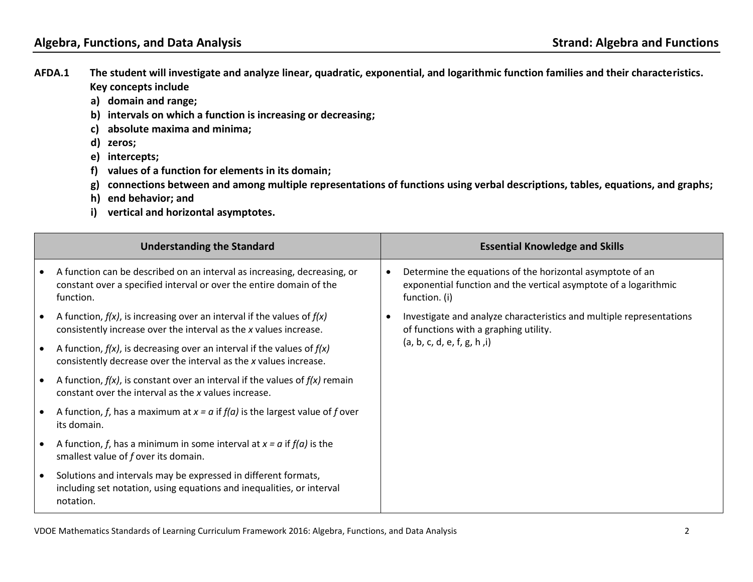**AFDA.1 The student will investigate and analyze linear, quadratic, exponential, and logarithmic function families and their characteristics. Key concepts include**

**a) domain and range;**
**b) intervals on which a function is increasing or decreasing;**
**c) absolute maxima and minima;**
**d) zeros;**
**e) intercepts;**
**f) values of a function for elements in its domain;**
**g) connections between and among multiple representations of functions using verbal descriptions, tables, equations, and graphs;**
**h) end behavior; and**
**i) vertical and horizontal asymptotes.**

| Understanding the Standard | Essential Knowledge and Skills |
| --- | --- |
| • A function can be described on an interval as increasing, decreasing, or constant over a specified interval or over the entire domain of the function.<br>• A function, $f(x)$, is increasing over an interval if the values of $f(x)$ consistently increase over the interval as the $x$ values increase.<br>• A function, $f(x)$, is decreasing over an interval if the values of $f(x)$ consistently decrease over the interval as the $x$ values increase.<br>• A function, $f(x)$, is constant over an interval if the values of $f(x)$ remain constant over the interval as the $x$ values increase.<br>• A function, $f$, has a maximum at $x = a$ if $f(a)$ is the largest value of $f$ over its domain.<br>• A function, $f$, has a minimum in some interval at $x = a$ if $f(a)$ is the smallest value of $f$ over its domain.<br>• Solutions and intervals may be expressed in different formats, including set notation, using equations and inequalities, or interval notation. | • Determine the equations of the horizontal asymptote of an exponential function and the vertical asymptote of a logarithmic function. (i)<br>• Investigate and analyze characteristics and multiple representations of functions with a graphing utility. (a, b, c, d, e, f, g, h ,i) |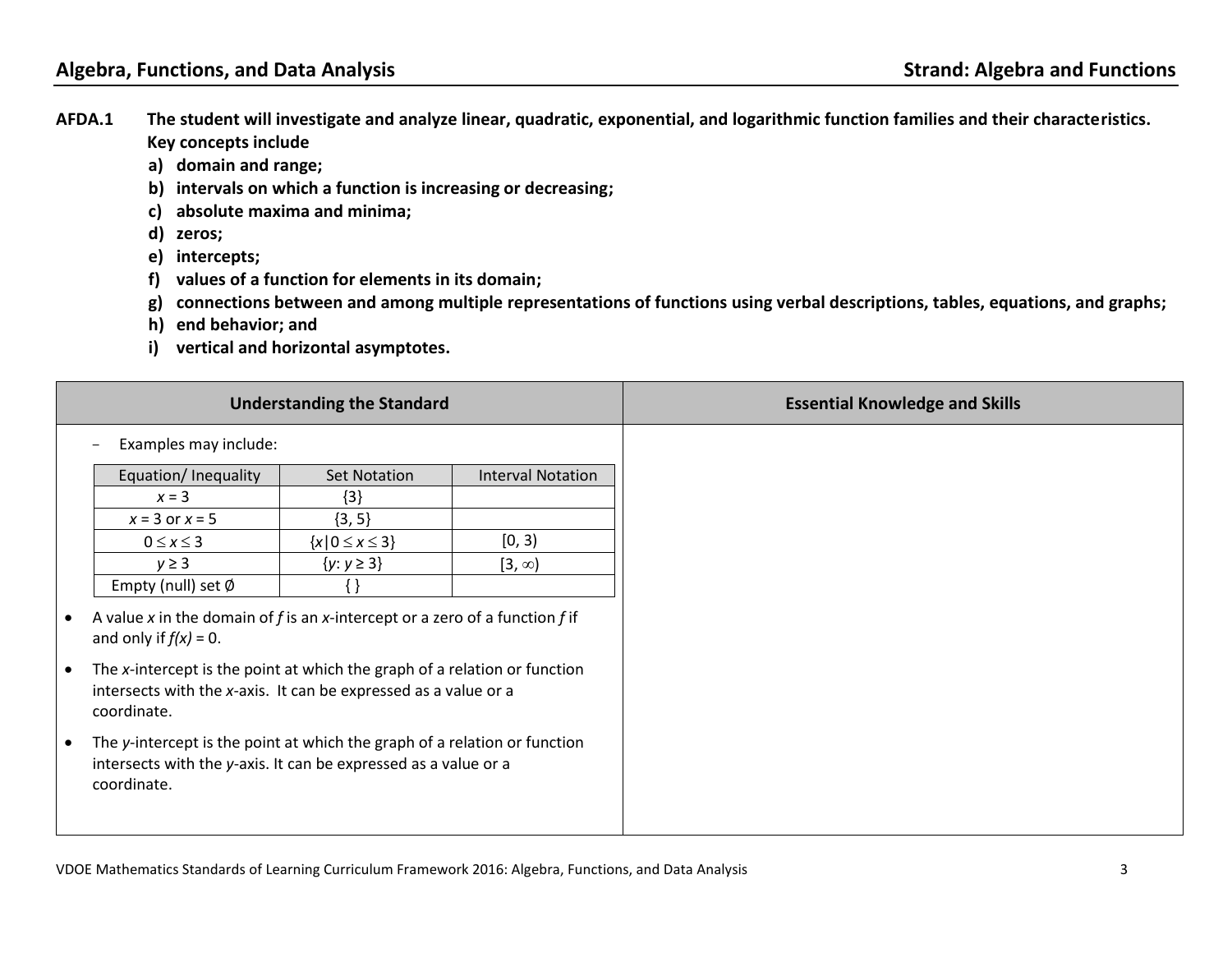## Algebra, Functions, and Data Analysis — Strand: Algebra and Functions

**AFDA.1 The student will investigate and analyze linear, quadratic, exponential, and logarithmic function families and their characteristics. Key concepts include**

**a) domain and range;**
**b) intervals on which a function is increasing or decreasing;**
**c) absolute maxima and minima;**
**d) zeros;**
**e) intercepts;**
**f) values of a function for elements in its domain;**
**g) connections between and among multiple representations of functions using verbal descriptions, tables, equations, and graphs;**
**h) end behavior; and**
**i) vertical and horizontal asymptotes.**

| Understanding the Standard | Essential Knowledge and Skills |
|---|---|
| – Examples may include: (see table below) | |

| Equation/ Inequality | Set Notation | Interval Notation |
|---|---|---|
| $x = 3$ | $\{3\}$ | |
| $x = 3$ or $x = 5$ | $\{3, 5\}$ | |
| $0 \leq x \leq 3$ | $\{x \mid 0 \leq x \leq 3\}$ | $[0, 3)$ |
| $y \geq 3$ | $\{y: y \geq 3\}$ | $[3, \infty)$ |
| Empty (null) set $\emptyset$ | $\{\ \}$ | |

- A value $x$ in the domain of $f$ is an $x$-intercept or a zero of a function $f$ if and only if $f(x) = 0$.
- The $x$-intercept is the point at which the graph of a relation or function intersects with the $x$-axis. It can be expressed as a value or a coordinate.
- The $y$-intercept is the point at which the graph of a relation or function intersects with the $y$-axis. It can be expressed as a value or a coordinate.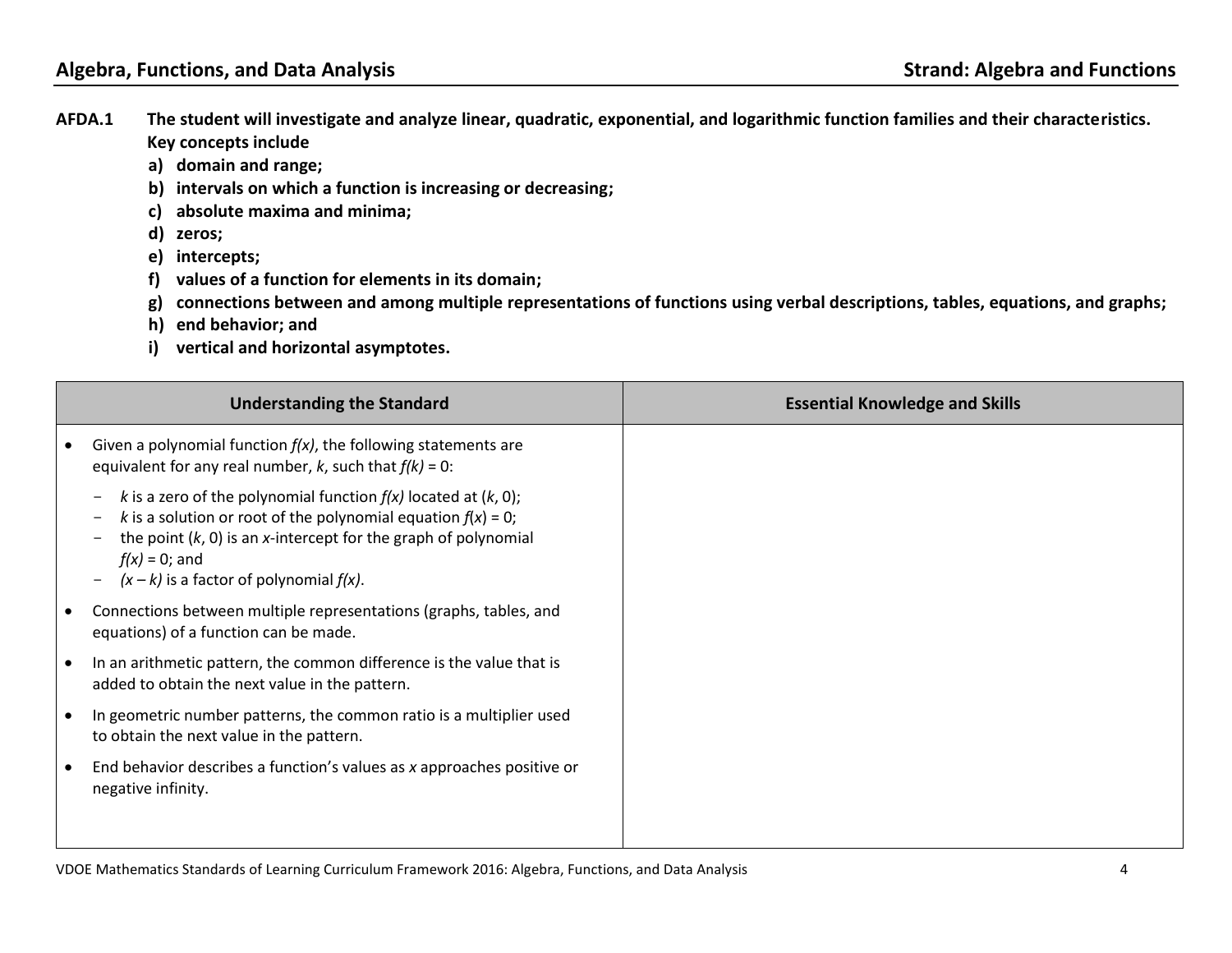**AFDA.1 The student will investigate and analyze linear, quadratic, exponential, and logarithmic function families and their characteristics. Key concepts include**

**a) domain and range;**
**b) intervals on which a function is increasing or decreasing;**
**c) absolute maxima and minima;**
**d) zeros;**
**e) intercepts;**
**f) values of a function for elements in its domain;**
**g) connections between and among multiple representations of functions using verbal descriptions, tables, equations, and graphs;**
**h) end behavior; and**
**i) vertical and horizontal asymptotes.**

| Understanding the Standard | Essential Knowledge and Skills |
|---|---|
| • Given a polynomial function $f(x)$, the following statements are equivalent for any real number, $k$, such that $f(k) = 0$:<br>- $k$ is a zero of the polynomial function $f(x)$ located at $(k, 0)$;<br>- $k$ is a solution or root of the polynomial equation $f(x) = 0$;<br>- the point $(k, 0)$ is an $x$-intercept for the graph of polynomial $f(x) = 0$; and<br>- $(x - k)$ is a factor of polynomial $f(x)$.<br>• Connections between multiple representations (graphs, tables, and equations) of a function can be made.<br>• In an arithmetic pattern, the common difference is the value that is added to obtain the next value in the pattern.<br>• In geometric number patterns, the common ratio is a multiplier used to obtain the next value in the pattern.<br>• End behavior describes a function's values as $x$ approaches positive or negative infinity. | |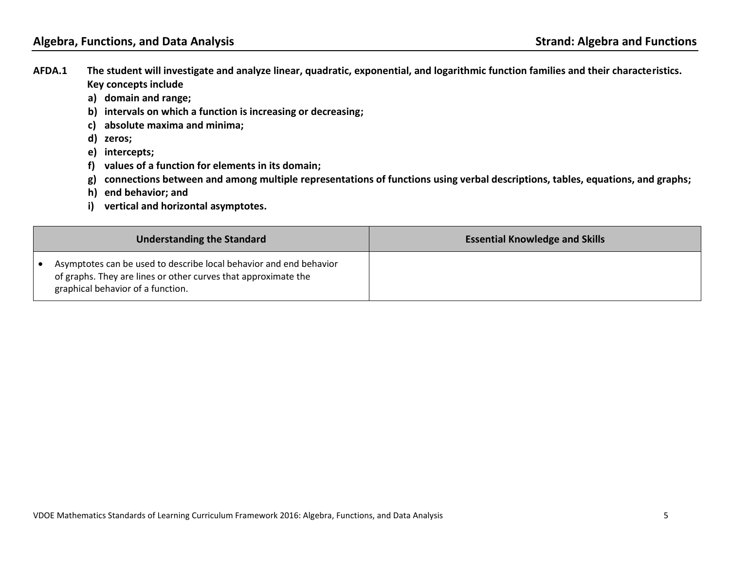**AFDA.1 The student will investigate and analyze linear, quadratic, exponential, and logarithmic function families and their characteristics. Key concepts include**

**a) domain and range;**
**b) intervals on which a function is increasing or decreasing;**
**c) absolute maxima and minima;**
**d) zeros;**
**e) intercepts;**
**f) values of a function for elements in its domain;**
**g) connections between and among multiple representations of functions using verbal descriptions, tables, equations, and graphs;**
**h) end behavior; and**
**i) vertical and horizontal asymptotes.**

| Understanding the Standard | Essential Knowledge and Skills |
|---|---|
| • Asymptotes can be used to describe local behavior and end behavior of graphs. They are lines or other curves that approximate the graphical behavior of a function. | |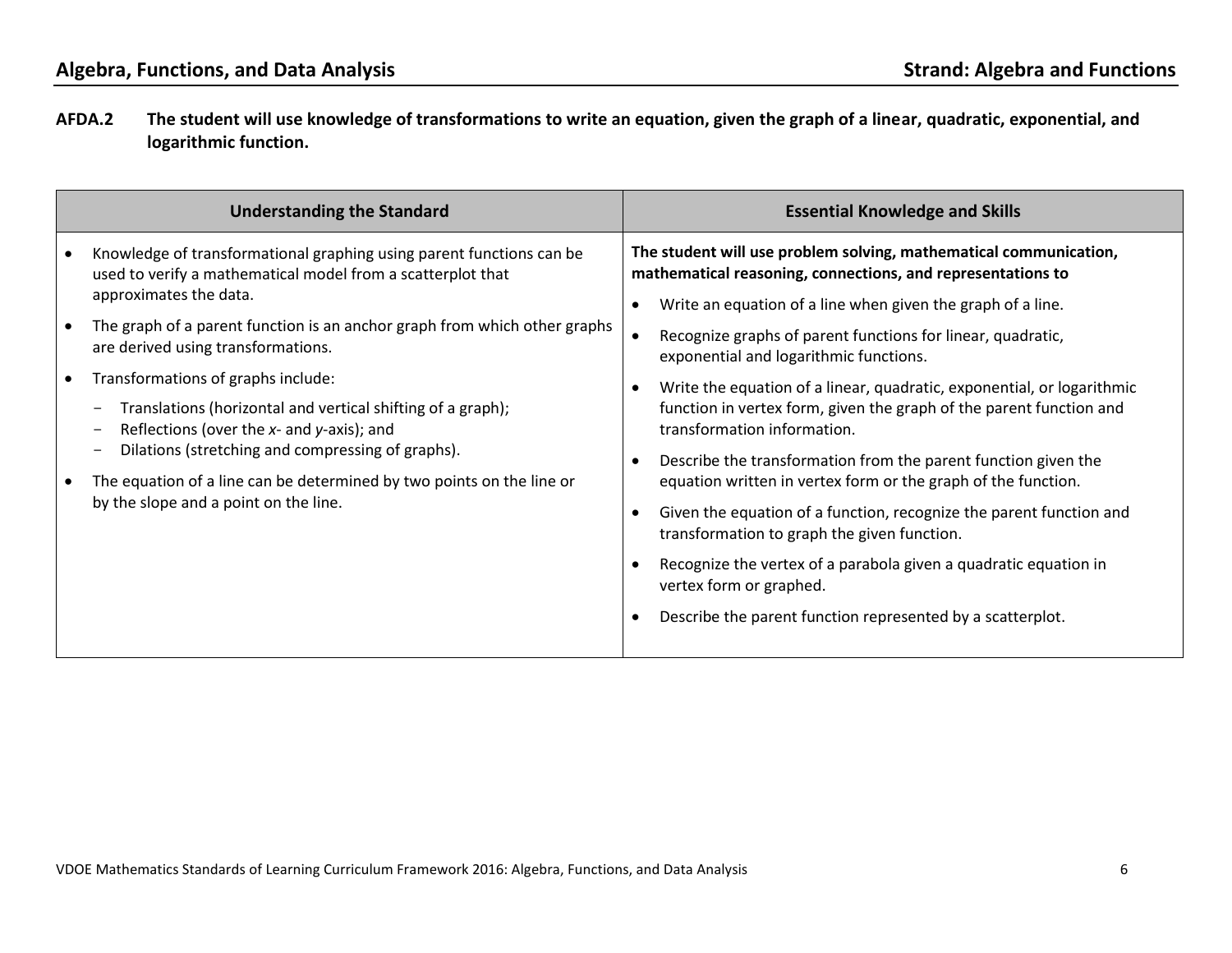**AFDA.2 The student will use knowledge of transformations to write an equation, given the graph of a linear, quadratic, exponential, and logarithmic function.**

| Understanding the Standard | Essential Knowledge and Skills |
| --- | --- |
| • Knowledge of transformational graphing using parent functions can be used to verify a mathematical model from a scatterplot that approximates the data.<br>• The graph of a parent function is an anchor graph from which other graphs are derived using transformations.<br>• Transformations of graphs include:<br>  - Translations (horizontal and vertical shifting of a graph);<br>  - Reflections (over the *x*- and *y*-axis); and<br>  - Dilations (stretching and compressing of graphs).<br>• The equation of a line can be determined by two points on the line or by the slope and a point on the line. | **The student will use problem solving, mathematical communication, mathematical reasoning, connections, and representations to**<br>• Write an equation of a line when given the graph of a line.<br>• Recognize graphs of parent functions for linear, quadratic, exponential and logarithmic functions.<br>• Write the equation of a linear, quadratic, exponential, or logarithmic function in vertex form, given the graph of the parent function and transformation information.<br>• Describe the transformation from the parent function given the equation written in vertex form or the graph of the function.<br>• Given the equation of a function, recognize the parent function and transformation to graph the given function.<br>• Recognize the vertex of a parabola given a quadratic equation in vertex form or graphed.<br>• Describe the parent function represented by a scatterplot. |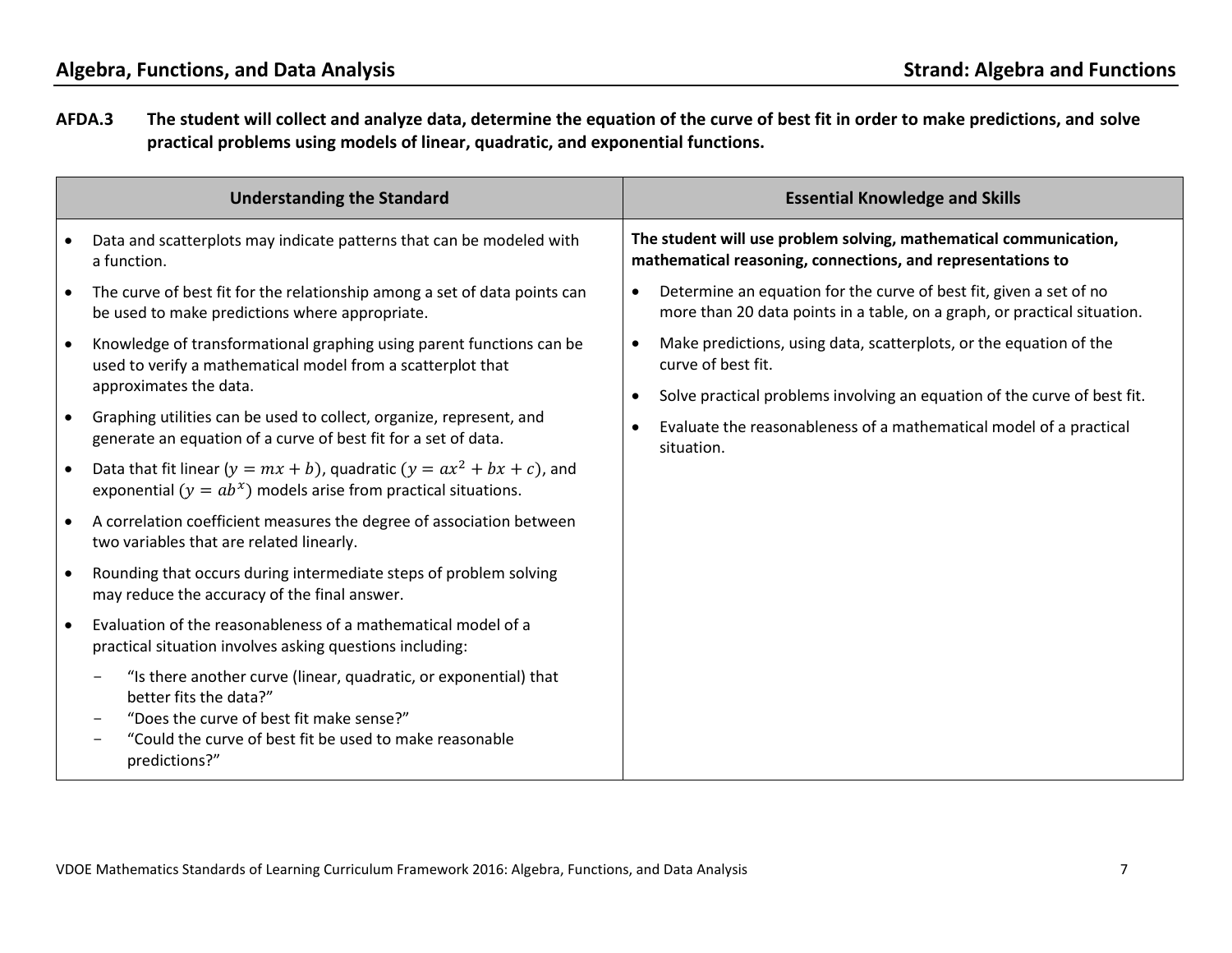**AFDA.3 The student will collect and analyze data, determine the equation of the curve of best fit in order to make predictions, and solve practical problems using models of linear, quadratic, and exponential functions.**

| Understanding the Standard | Essential Knowledge and Skills |
|---|---|
| • Data and scatterplots may indicate patterns that can be modeled with a function.<br>• The curve of best fit for the relationship among a set of data points can be used to make predictions where appropriate.<br>• Knowledge of transformational graphing using parent functions can be used to verify a mathematical model from a scatterplot that approximates the data.<br>• Graphing utilities can be used to collect, organize, represent, and generate an equation of a curve of best fit for a set of data.<br>• Data that fit linear ($y = mx + b$), quadratic ($y = ax^2 + bx + c$), and exponential ($y = ab^x$) models arise from practical situations.<br>• A correlation coefficient measures the degree of association between two variables that are related linearly.<br>• Rounding that occurs during intermediate steps of problem solving may reduce the accuracy of the final answer.<br>• Evaluation of the reasonableness of a mathematical model of a practical situation involves asking questions including:<br>- "Is there another curve (linear, quadratic, or exponential) that better fits the data?"<br>- "Does the curve of best fit make sense?"<br>- "Could the curve of best fit be used to make reasonable predictions?" | **The student will use problem solving, mathematical communication, mathematical reasoning, connections, and representations to**<br>• Determine an equation for the curve of best fit, given a set of no more than 20 data points in a table, on a graph, or practical situation.<br>• Make predictions, using data, scatterplots, or the equation of the curve of best fit.<br>• Solve practical problems involving an equation of the curve of best fit.<br>• Evaluate the reasonableness of a mathematical model of a practical situation. |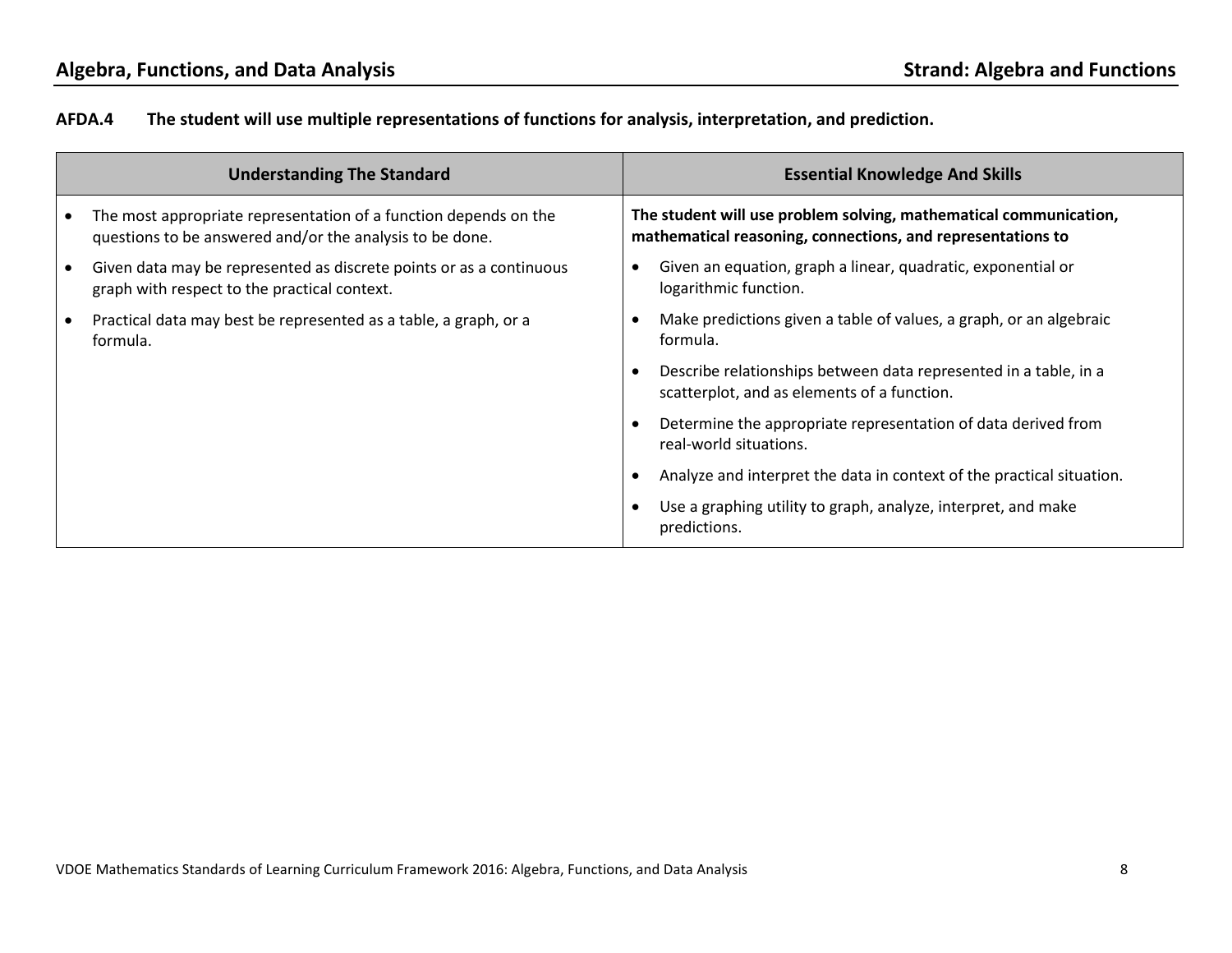**AFDA.4 The student will use multiple representations of functions for analysis, interpretation, and prediction.**

| Understanding The Standard | Essential Knowledge And Skills |
|---|---|
| • The most appropriate representation of a function depends on the questions to be answered and/or the analysis to be done.<br>• Given data may be represented as discrete points or as a continuous graph with respect to the practical context.<br>• Practical data may best be represented as a table, a graph, or a formula. | **The student will use problem solving, mathematical communication, mathematical reasoning, connections, and representations to**<br>• Given an equation, graph a linear, quadratic, exponential or logarithmic function.<br>• Make predictions given a table of values, a graph, or an algebraic formula.<br>• Describe relationships between data represented in a table, in a scatterplot, and as elements of a function.<br>• Determine the appropriate representation of data derived from real-world situations.<br>• Analyze and interpret the data in context of the practical situation.<br>• Use a graphing utility to graph, analyze, interpret, and make predictions. |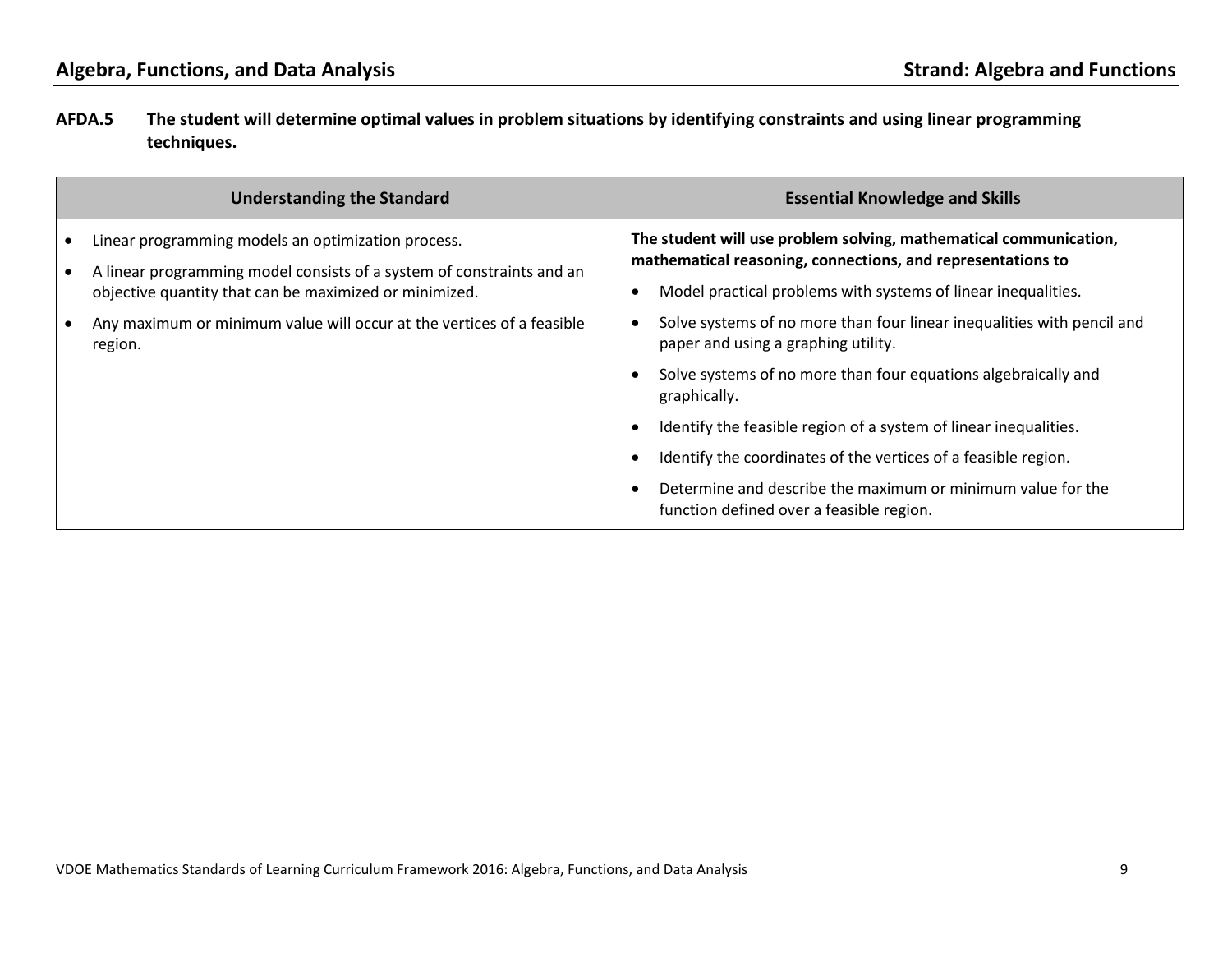**AFDA.5 The student will determine optimal values in problem situations by identifying constraints and using linear programming techniques.**

| Understanding the Standard | Essential Knowledge and Skills |
|---|---|
| • Linear programming models an optimization process.<br>• A linear programming model consists of a system of constraints and an objective quantity that can be maximized or minimized.<br>• Any maximum or minimum value will occur at the vertices of a feasible region. | **The student will use problem solving, mathematical communication, mathematical reasoning, connections, and representations to**<br>• Model practical problems with systems of linear inequalities.<br>• Solve systems of no more than four linear inequalities with pencil and paper and using a graphing utility.<br>• Solve systems of no more than four equations algebraically and graphically.<br>• Identify the feasible region of a system of linear inequalities.<br>• Identify the coordinates of the vertices of a feasible region.<br>• Determine and describe the maximum or minimum value for the function defined over a feasible region. |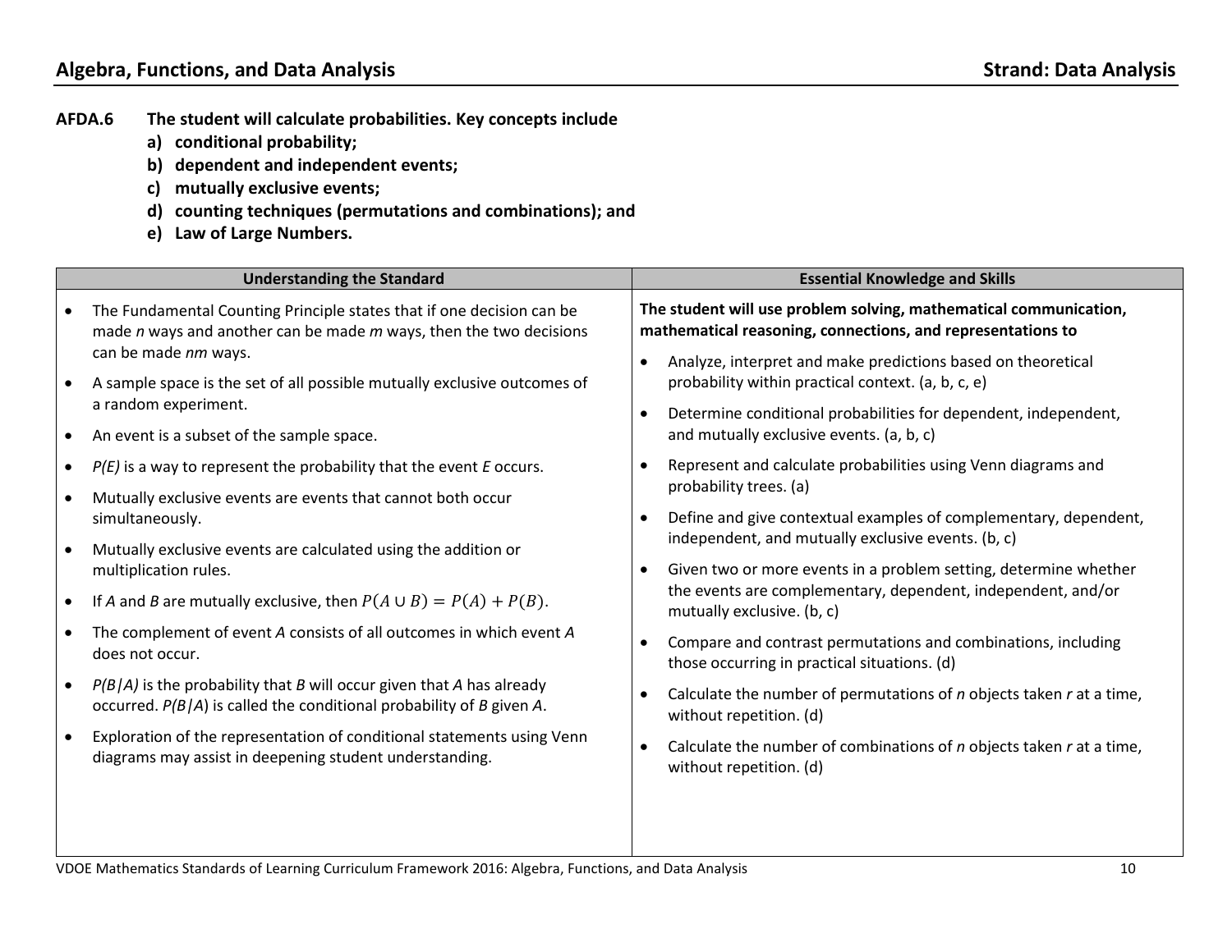**AFDA.6 The student will calculate probabilities. Key concepts include**

- **a) conditional probability;**
- **b) dependent and independent events;**
- **c) mutually exclusive events;**
- **d) counting techniques (permutations and combinations); and**
- **e) Law of Large Numbers.**

| Understanding the Standard | Essential Knowledge and Skills |
|---|---|
| • The Fundamental Counting Principle states that if one decision can be made *n* ways and another can be made *m* ways, then the two decisions can be made *nm* ways.<br>• A sample space is the set of all possible mutually exclusive outcomes of a random experiment.<br>• An event is a subset of the sample space.<br>• *P(E)* is a way to represent the probability that the event *E* occurs.<br>• Mutually exclusive events are events that cannot both occur simultaneously.<br>• Mutually exclusive events are calculated using the addition or multiplication rules.<br>• If *A* and *B* are mutually exclusive, then $P(A \cup B) = P(A) + P(B)$.<br>• The complement of event *A* consists of all outcomes in which event *A* does not occur.<br>• *P(B\|A)* is the probability that *B* will occur given that *A* has already occurred. *P(B\|A)* is called the conditional probability of *B* given *A*.<br>• Exploration of the representation of conditional statements using Venn diagrams may assist in deepening student understanding. | **The student will use problem solving, mathematical communication, mathematical reasoning, connections, and representations to**<br>• Analyze, interpret and make predictions based on theoretical probability within practical context. (a, b, c, e)<br>• Determine conditional probabilities for dependent, independent, and mutually exclusive events. (a, b, c)<br>• Represent and calculate probabilities using Venn diagrams and probability trees. (a)<br>• Define and give contextual examples of complementary, dependent, independent, and mutually exclusive events. (b, c)<br>• Given two or more events in a problem setting, determine whether the events are complementary, dependent, independent, and/or mutually exclusive. (b, c)<br>• Compare and contrast permutations and combinations, including those occurring in practical situations. (d)<br>• Calculate the number of permutations of *n* objects taken *r* at a time, without repetition. (d)<br>• Calculate the number of combinations of *n* objects taken *r* at a time, without repetition. (d) |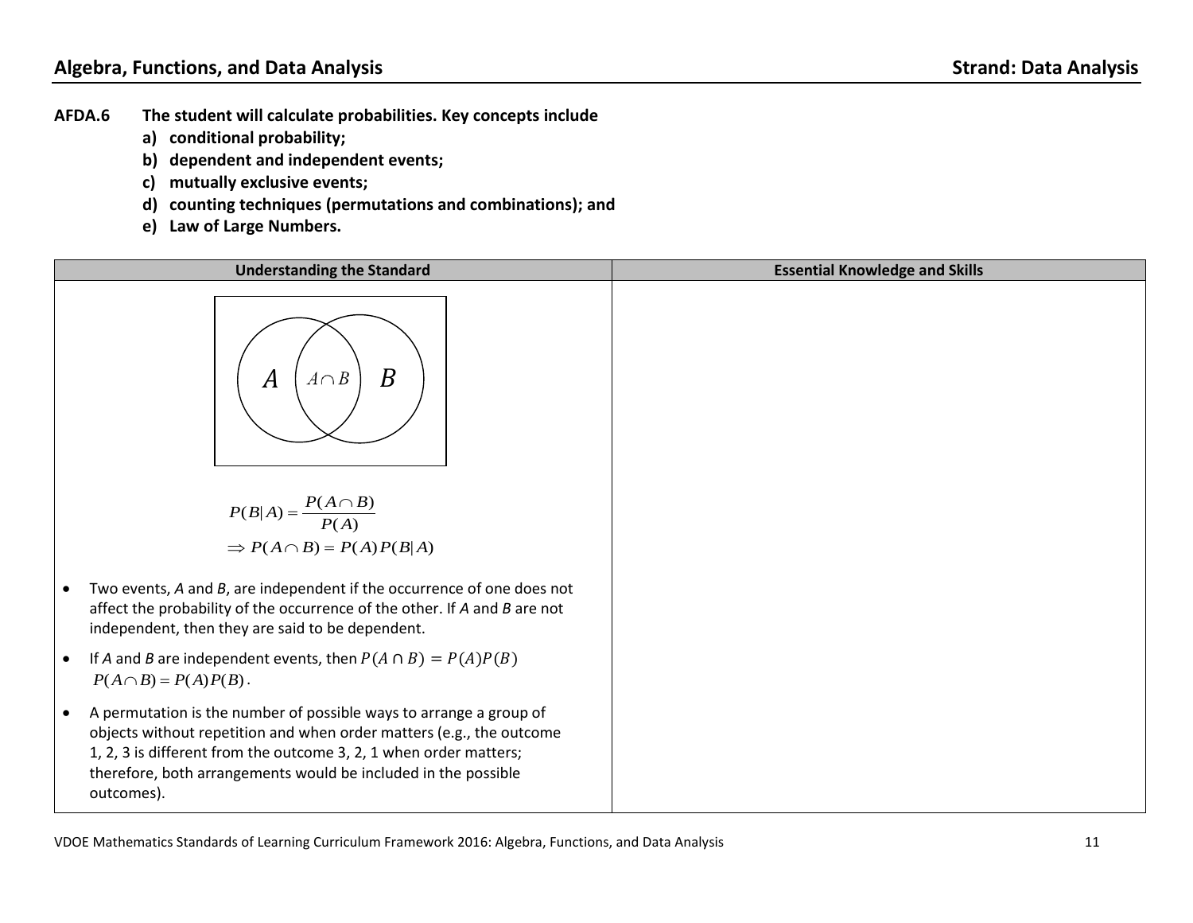**AFDA.6 The student will calculate probabilities. Key concepts include**

**a) conditional probability;**

**b) dependent and independent events;**

**c) mutually exclusive events;**

**d) counting techniques (permutations and combinations); and**

**e) Law of Large Numbers.**

| Understanding the Standard | Essential Knowledge and Skills |
|---|---|
| $A$ $A \cap B$ $B$<br><br>$P(B\|A) = \frac{P(A \cap B)}{P(A)}$<br>$\Rightarrow P(A \cap B) = P(A)P(B\|A)$<br><br>• Two events, *A* and *B*, are independent if the occurrence of one does not affect the probability of the occurrence of the other. If *A* and *B* are not independent, then they are said to be dependent.<br><br>• If *A* and *B* are independent events, then $P(A \cap B) = P(A)P(B)$ $P(A \cap B) = P(A)P(B)$.<br><br>• A permutation is the number of possible ways to arrange a group of objects without repetition and when order matters (e.g., the outcome 1, 2, 3 is different from the outcome 3, 2, 1 when order matters; therefore, both arrangements would be included in the possible outcomes). | |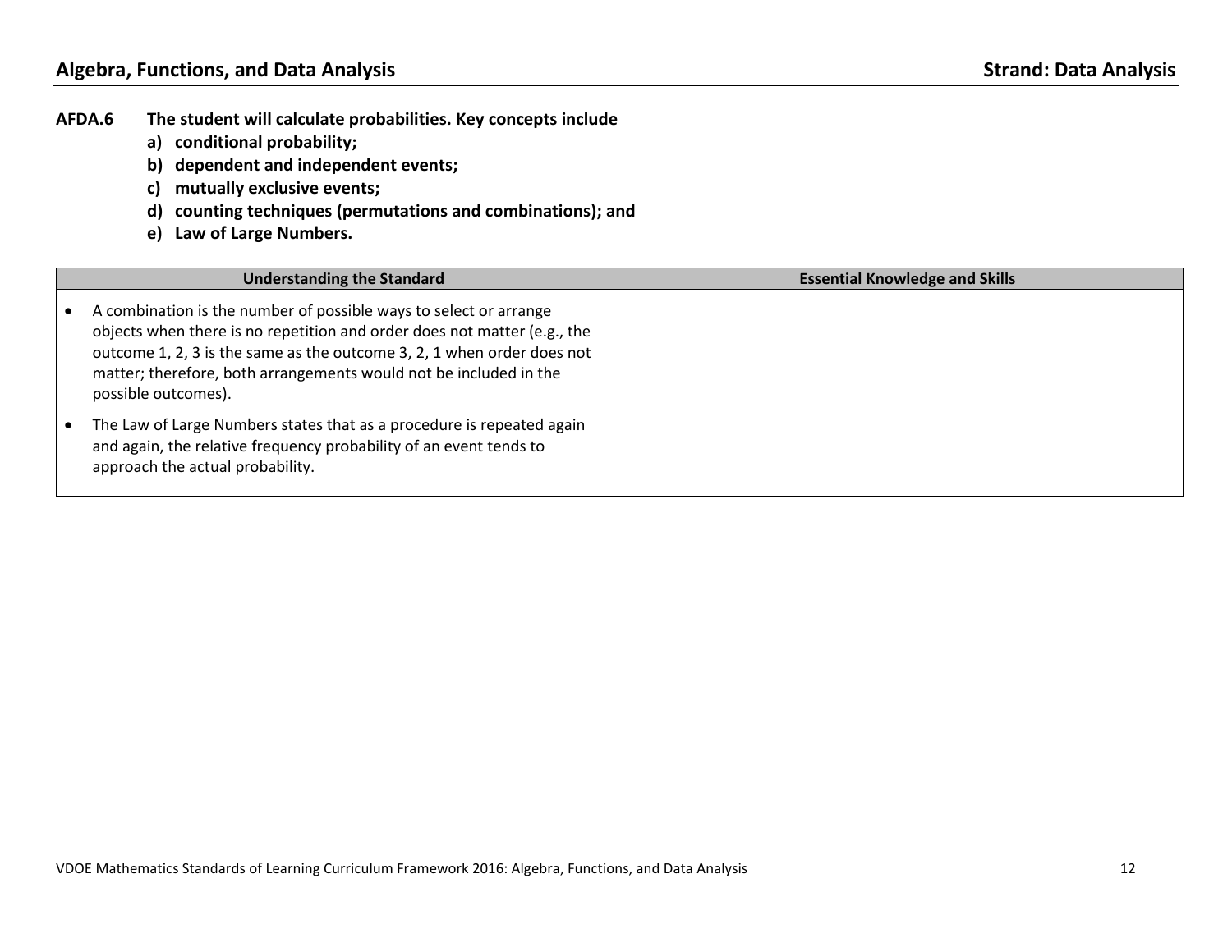**AFDA.6 The student will calculate probabilities. Key concepts include**
- **a) conditional probability;**
- **b) dependent and independent events;**
- **c) mutually exclusive events;**
- **d) counting techniques (permutations and combinations); and**
- **e) Law of Large Numbers.**

| Understanding the Standard | Essential Knowledge and Skills |
|---|---|
| • A combination is the number of possible ways to select or arrange objects when there is no repetition and order does not matter (e.g., the outcome 1, 2, 3 is the same as the outcome 3, 2, 1 when order does not matter; therefore, both arrangements would not be included in the possible outcomes).<br>• The Law of Large Numbers states that as a procedure is repeated again and again, the relative frequency probability of an event tends to approach the actual probability. | |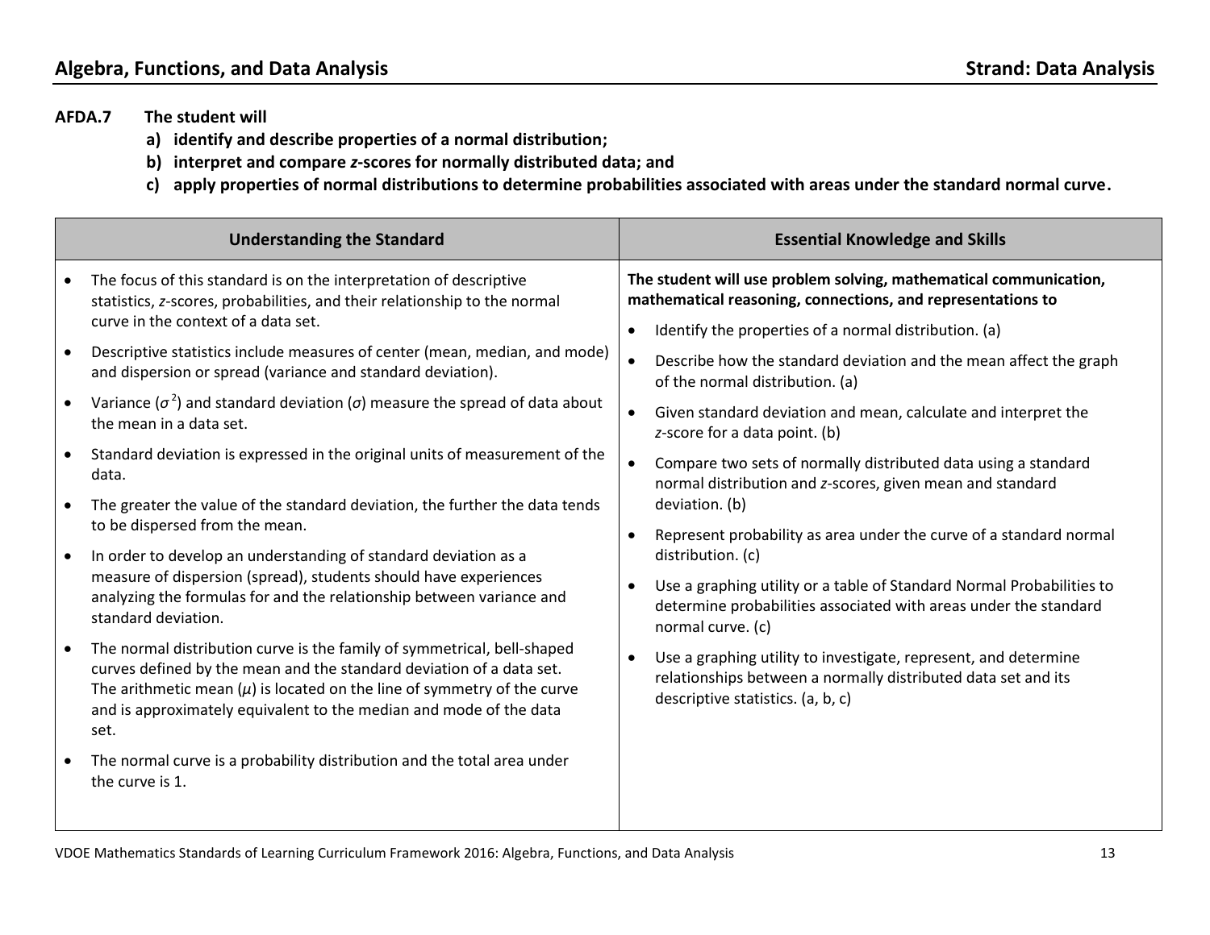## AFDA.7 The student will

a) **identify and describe properties of a normal distribution;**
b) **interpret and compare *z*-scores for normally distributed data; and**
c) **apply properties of normal distributions to determine probabilities associated with areas under the standard normal curve.**

| Understanding the Standard | Essential Knowledge and Skills |
|---|---|
| • The focus of this standard is on the interpretation of descriptive statistics, *z*-scores, probabilities, and their relationship to the normal curve in the context of a data set.<br>• Descriptive statistics include measures of center (mean, median, and mode) and dispersion or spread (variance and standard deviation).<br>• Variance ($\sigma^2$) and standard deviation ($\sigma$) measure the spread of data about the mean in a data set.<br>• Standard deviation is expressed in the original units of measurement of the data.<br>• The greater the value of the standard deviation, the further the data tends to be dispersed from the mean.<br>• In order to develop an understanding of standard deviation as a measure of dispersion (spread), students should have experiences analyzing the formulas for and the relationship between variance and standard deviation.<br>• The normal distribution curve is the family of symmetrical, bell-shaped curves defined by the mean and the standard deviation of a data set. The arithmetic mean ($\mu$) is located on the line of symmetry of the curve and is approximately equivalent to the median and mode of the data set.<br>• The normal curve is a probability distribution and the total area under the curve is 1. | **The student will use problem solving, mathematical communication, mathematical reasoning, connections, and representations to**<br>• Identify the properties of a normal distribution. (a)<br>• Describe how the standard deviation and the mean affect the graph of the normal distribution. (a)<br>• Given standard deviation and mean, calculate and interpret the *z*-score for a data point. (b)<br>• Compare two sets of normally distributed data using a standard normal distribution and *z*-scores, given mean and standard deviation. (b)<br>• Represent probability as area under the curve of a standard normal distribution. (c)<br>• Use a graphing utility or a table of Standard Normal Probabilities to determine probabilities associated with areas under the standard normal curve. (c)<br>• Use a graphing utility to investigate, represent, and determine relationships between a normally distributed data set and its descriptive statistics. (a, b, c) |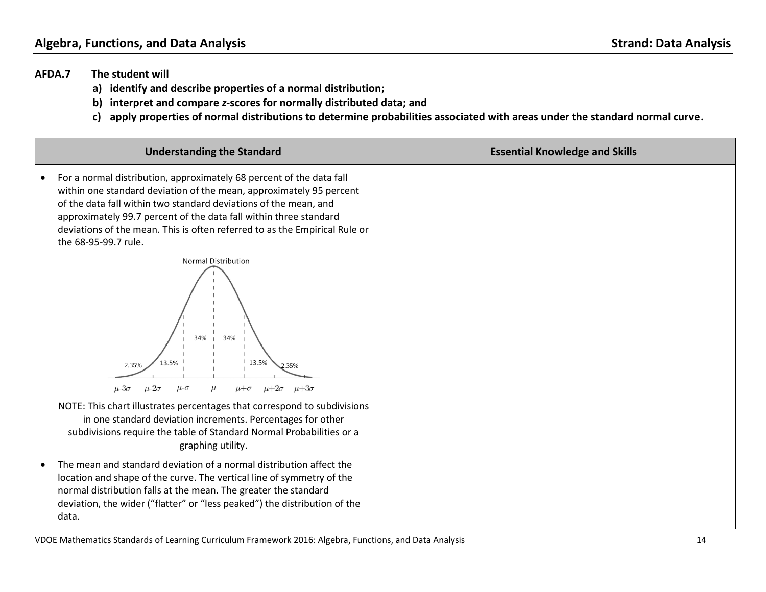## AFDA.7 The student will

**a) identify and describe properties of a normal distribution;**

**b) interpret and compare *z*-scores for normally distributed data; and**

**c) apply properties of normal distributions to determine probabilities associated with areas under the standard normal curve.**

| Understanding the Standard | Essential Knowledge and Skills |
|---|---|
| • For a normal distribution, approximately 68 percent of the data fall within one standard deviation of the mean, approximately 95 percent of the data fall within two standard deviations of the mean, and approximately 99.7 percent of the data fall within three standard deviations of the mean. This is often referred to as the Empirical Rule or the 68-95-99.7 rule.<br><br>Normal Distribution<br>2.35% \| 13.5% \| 34% \| 34% \| 13.5% \| 2.35%<br>$\mu-3\sigma$ &nbsp; $\mu-2\sigma$ &nbsp; $\mu-\sigma$ &nbsp; $\mu$ &nbsp; $\mu+\sigma$ &nbsp; $\mu+2\sigma$ &nbsp; $\mu+3\sigma$<br><br>NOTE: This chart illustrates percentages that correspond to subdivisions in one standard deviation increments. Percentages for other subdivisions require the table of Standard Normal Probabilities or a graphing utility.<br><br>• The mean and standard deviation of a normal distribution affect the location and shape of the curve. The vertical line of symmetry of the normal distribution falls at the mean. The greater the standard deviation, the wider ("flatter" or "less peaked") the distribution of the data. | |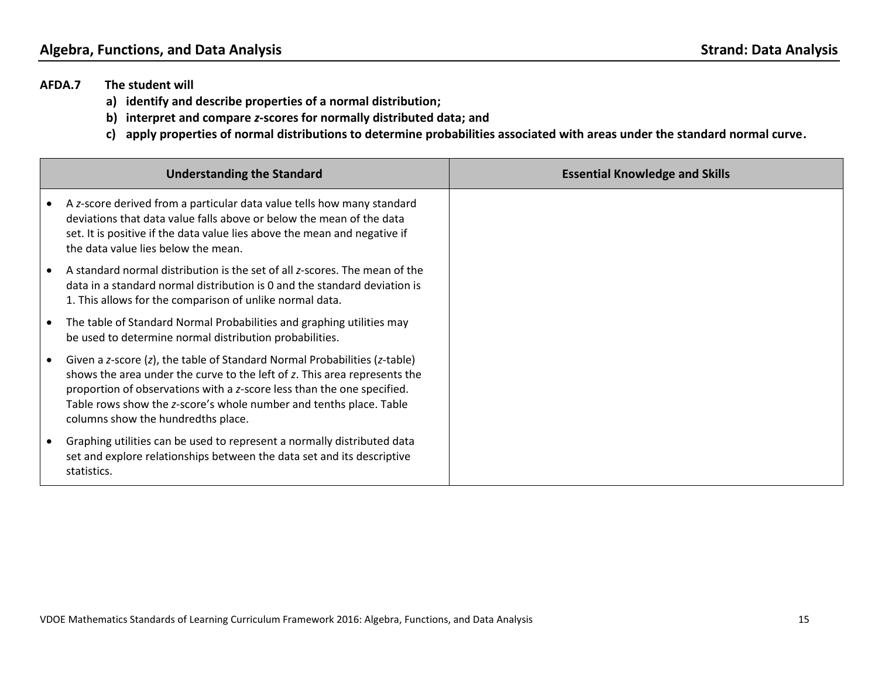## AFDA.7 The student will

a) **identify and describe properties of a normal distribution;**
b) **interpret and compare *z*-scores for normally distributed data; and**
c) **apply properties of normal distributions to determine probabilities associated with areas under the standard normal curve.**

| Understanding the Standard | Essential Knowledge and Skills |
|---|---|
| • A *z*-score derived from a particular data value tells how many standard deviations that data value falls above or below the mean of the data set. It is positive if the data value lies above the mean and negative if the data value lies below the mean.<br>• A standard normal distribution is the set of all *z*-scores. The mean of the data in a standard normal distribution is 0 and the standard deviation is 1. This allows for the comparison of unlike normal data.<br>• The table of Standard Normal Probabilities and graphing utilities may be used to determine normal distribution probabilities.<br>• Given a *z*-score ($z$), the table of Standard Normal Probabilities (*z*-table) shows the area under the curve to the left of $z$. This area represents the proportion of observations with a *z*-score less than the one specified. Table rows show the *z*-score's whole number and tenths place. Table columns show the hundredths place.<br>• Graphing utilities can be used to represent a normally distributed data set and explore relationships between the data set and its descriptive statistics. | |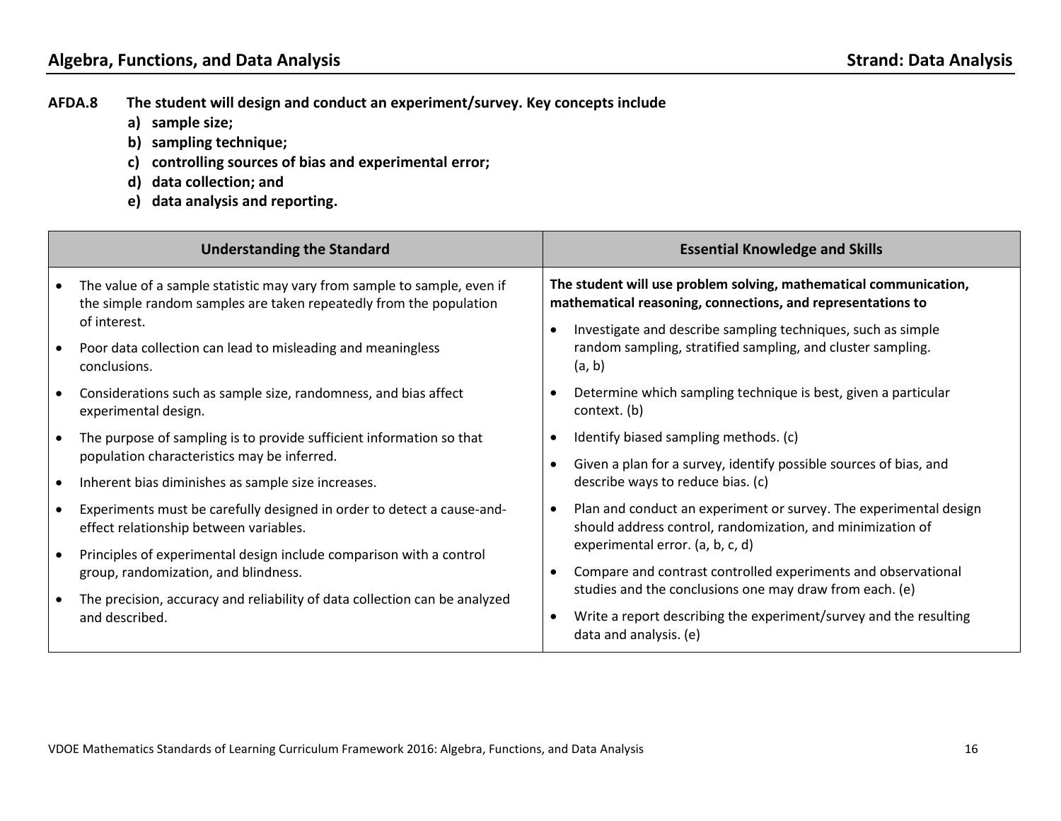**AFDA.8 The student will design and conduct an experiment/survey. Key concepts include**

a) **sample size;**
b) **sampling technique;**
c) **controlling sources of bias and experimental error;**
d) **data collection; and**
e) **data analysis and reporting.**

| Understanding the Standard | Essential Knowledge and Skills |
|---|---|
| • The value of a sample statistic may vary from sample to sample, even if the simple random samples are taken repeatedly from the population of interest.<br>• Poor data collection can lead to misleading and meaningless conclusions.<br>• Considerations such as sample size, randomness, and bias affect experimental design.<br>• The purpose of sampling is to provide sufficient information so that population characteristics may be inferred.<br>• Inherent bias diminishes as sample size increases.<br>• Experiments must be carefully designed in order to detect a cause-and-effect relationship between variables.<br>• Principles of experimental design include comparison with a control group, randomization, and blindness.<br>• The precision, accuracy and reliability of data collection can be analyzed and described. | **The student will use problem solving, mathematical communication, mathematical reasoning, connections, and representations to**<br>• Investigate and describe sampling techniques, such as simple random sampling, stratified sampling, and cluster sampling. (a, b)<br>• Determine which sampling technique is best, given a particular context. (b)<br>• Identify biased sampling methods. (c)<br>• Given a plan for a survey, identify possible sources of bias, and describe ways to reduce bias. (c)<br>• Plan and conduct an experiment or survey. The experimental design should address control, randomization, and minimization of experimental error. (a, b, c, d)<br>• Compare and contrast controlled experiments and observational studies and the conclusions one may draw from each. (e)<br>• Write a report describing the experiment/survey and the resulting data and analysis. (e) |